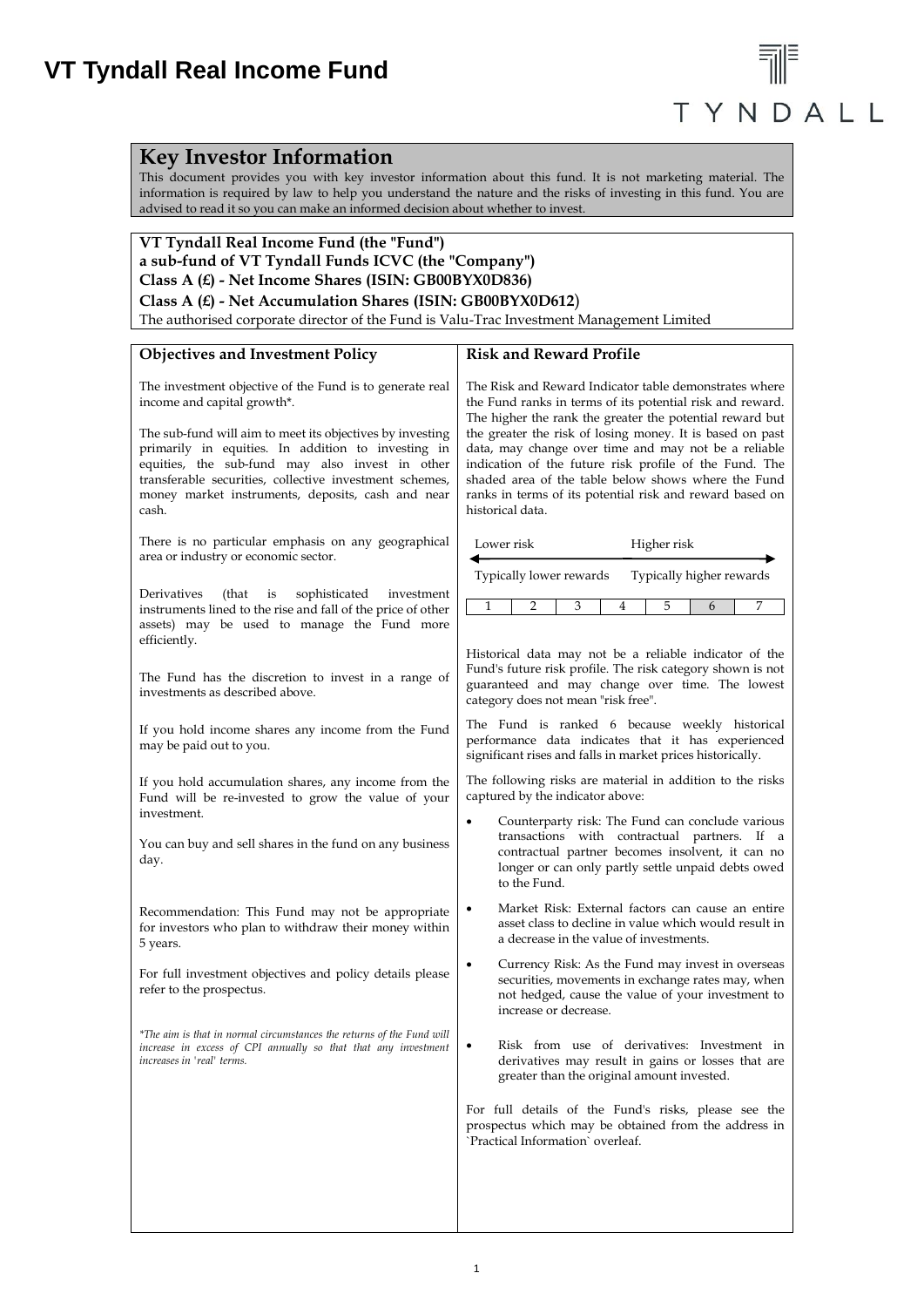# VT Tyndall Real Income Fund

TYNDALL

## Key Investor Information

This document provides you with key investor information about this fund. It is not marketing material. The information is required by law to help you understand the nature and the risks of investing in this fund. You are advised to read it so you can make an informed decision about whether to invest.

**VT Tyndall Real Income Fund (the "Fund")**
**a sub-fund of VT Tyndall Funds ICVC (the "Company")**
**Class A (£) - Net Income Shares (ISIN: GB00BYX0D836)**
**Class A (£) - Net Accumulation Shares (ISIN: GB00BYX0D612)**
The authorised corporate director of the Fund is Valu-Trac Investment Management Limited

### Objectives and Investment Policy

The investment objective of the Fund is to generate real income and capital growth*.

The sub-fund will aim to meet its objectives by investing primarily in equities. In addition to investing in equities, the sub-fund may also invest in other transferable securities, collective investment schemes, money market instruments, deposits, cash and near cash.

There is no particular emphasis on any geographical area or industry or economic sector.

Derivatives (that is sophisticated investment instruments lined to the rise and fall of the price of other assets) may be used to manage the Fund more efficiently.

The Fund has the discretion to invest in a range of investments as described above.

If you hold income shares any income from the Fund may be paid out to you.

If you hold accumulation shares, any income from the Fund will be re-invested to grow the value of your investment.

You can buy and sell shares in the fund on any business day.

Recommendation: This Fund may not be appropriate for investors who plan to withdraw their money within 5 years.

For full investment objectives and policy details please refer to the prospectus.

*\*The aim is that in normal circumstances the returns of the Fund will increase in excess of CPI annually so that that any investment increases in 'real' terms.*

### Risk and Reward Profile

The Risk and Reward Indicator table demonstrates where the Fund ranks in terms of its potential risk and reward. The higher the rank the greater the potential reward but the greater the risk of losing money. It is based on past data, may change over time and may not be a reliable indication of the future risk profile of the Fund. The shaded area of the table below shows where the Fund ranks in terms of its potential risk and reward based on historical data.

Lower risk — Higher risk

Typically lower rewards — Typically higher rewards

| | | | | | | |
|---|---|---|---|---|---|---|
| 1 | 2 | 3 | 4 | 5 | **6** | 7 |

Historical data may not be a reliable indicator of the Fund's future risk profile. The risk category shown is not guaranteed and may change over time. The lowest category does not mean "risk free".

The Fund is ranked 6 because weekly historical performance data indicates that it has experienced significant rises and falls in market prices historically.

The following risks are material in addition to the risks captured by the indicator above:

- Counterparty risk: The Fund can conclude various transactions with contractual partners. If a contractual partner becomes insolvent, it can no longer or can only partly settle unpaid debts owed to the Fund.
- Market Risk: External factors can cause an entire asset class to decline in value which would result in a decrease in the value of investments.
- Currency Risk: As the Fund may invest in overseas securities, movements in exchange rates may, when not hedged, cause the value of your investment to increase or decrease.
- Risk from use of derivatives: Investment in derivatives may result in gains or losses that are greater than the original amount invested.

For full details of the Fund's risks, please see the prospectus which may be obtained from the address in `Practical Information` overleaf.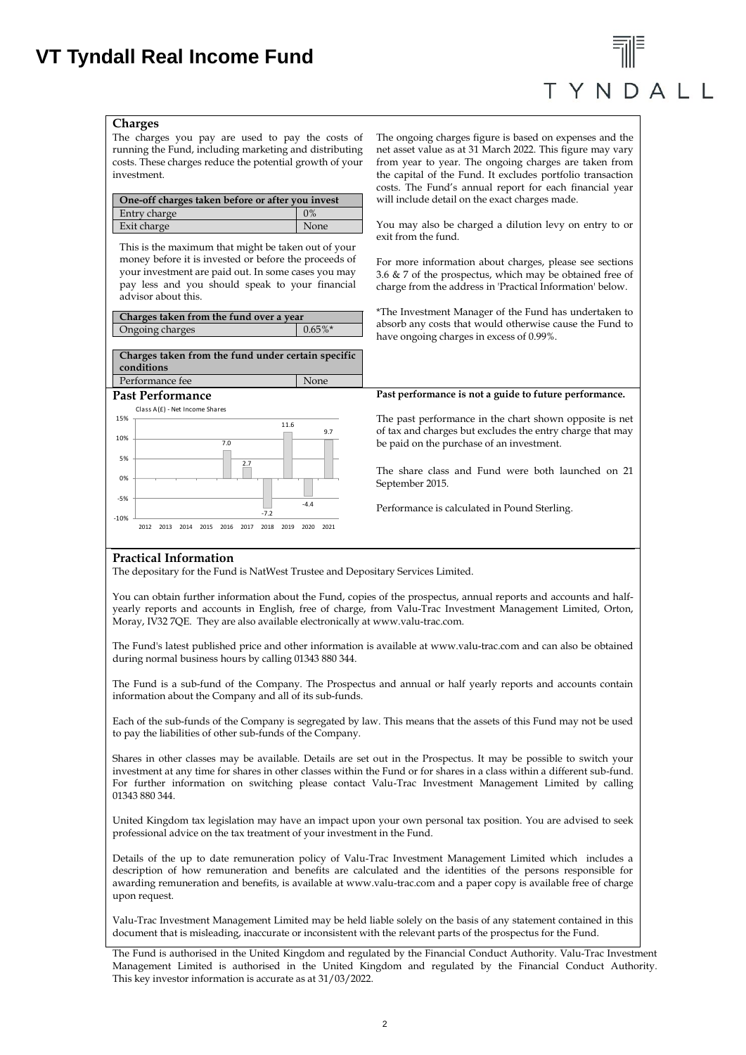# VT Tyndall Real Income Fund

TYNDALL

## Charges

The charges you pay are used to pay the costs of running the Fund, including marketing and distributing costs. These charges reduce the potential growth of your investment.

| One-off charges taken before or after you invest | |
|---|---|
| Entry charge | 0% |
| Exit charge | None |

This is the maximum that might be taken out of your money before it is invested or before the proceeds of your investment are paid out. In some cases you may pay less and you should speak to your financial advisor about this.

| Charges taken from the fund over a year | |
|---|---|
| Ongoing charges | 0.65%* |

| Charges taken from the fund under certain specific conditions | |
|---|---|
| Performance fee | None |

The ongoing charges figure is based on expenses and the net asset value as at 31 March 2022. This figure may vary from year to year. The ongoing charges are taken from the capital of the Fund. It excludes portfolio transaction costs. The Fund's annual report for each financial year will include detail on the exact charges made.

You may also be charged a dilution levy on entry to or exit from the fund.

For more information about charges, please see sections 3.6 & 7 of the prospectus, which may be obtained free of charge from the address in 'Practical Information' below.

*The Investment Manager of the Fund has undertaken to absorb any costs that would otherwise cause the Fund to have ongoing charges in excess of 0.99%.

## Past Performance

Class A(£) - Net Income Shares

15%
10%
5%
0%
-5%
-10%

7.0
2.7
-7.2
11.6
-4.4
9.7

2012 2013 2014 2015 2016 2017 2018 2019 2020 2021

**Past performance is not a guide to future performance.**

The past performance in the chart shown opposite is net of tax and charges but excludes the entry charge that may be paid on the purchase of an investment.

The share class and Fund were both launched on 21 September 2015.

Performance is calculated in Pound Sterling.

## Practical Information

The depositary for the Fund is NatWest Trustee and Depositary Services Limited.

You can obtain further information about the Fund, copies of the prospectus, annual reports and accounts and half-yearly reports and accounts in English, free of charge, from Valu-Trac Investment Management Limited, Orton, Moray, IV32 7QE. They are also available electronically at www.valu-trac.com.

The Fund's latest published price and other information is available at www.valu-trac.com and can also be obtained during normal business hours by calling 01343 880 344.

The Fund is a sub-fund of the Company. The Prospectus and annual or half yearly reports and accounts contain information about the Company and all of its sub-funds.

Each of the sub-funds of the Company is segregated by law. This means that the assets of this Fund may not be used to pay the liabilities of other sub-funds of the Company.

Shares in other classes may be available. Details are set out in the Prospectus. It may be possible to switch your investment at any time for shares in other classes within the Fund or for shares in a class within a different sub-fund. For further information on switching please contact Valu-Trac Investment Management Limited by calling 01343 880 344.

United Kingdom tax legislation may have an impact upon your own personal tax position. You are advised to seek professional advice on the tax treatment of your investment in the Fund.

Details of the up to date remuneration policy of Valu-Trac Investment Management Limited which includes a description of how remuneration and benefits are calculated and the identities of the persons responsible for awarding remuneration and benefits, is available at www.valu-trac.com and a paper copy is available free of charge upon request.

Valu-Trac Investment Management Limited may be held liable solely on the basis of any statement contained in this document that is misleading, inaccurate or inconsistent with the relevant parts of the prospectus for the Fund.

The Fund is authorised in the United Kingdom and regulated by the Financial Conduct Authority. Valu-Trac Investment Management Limited is authorised in the United Kingdom and regulated by the Financial Conduct Authority. This key investor information is accurate as at 31/03/2022.